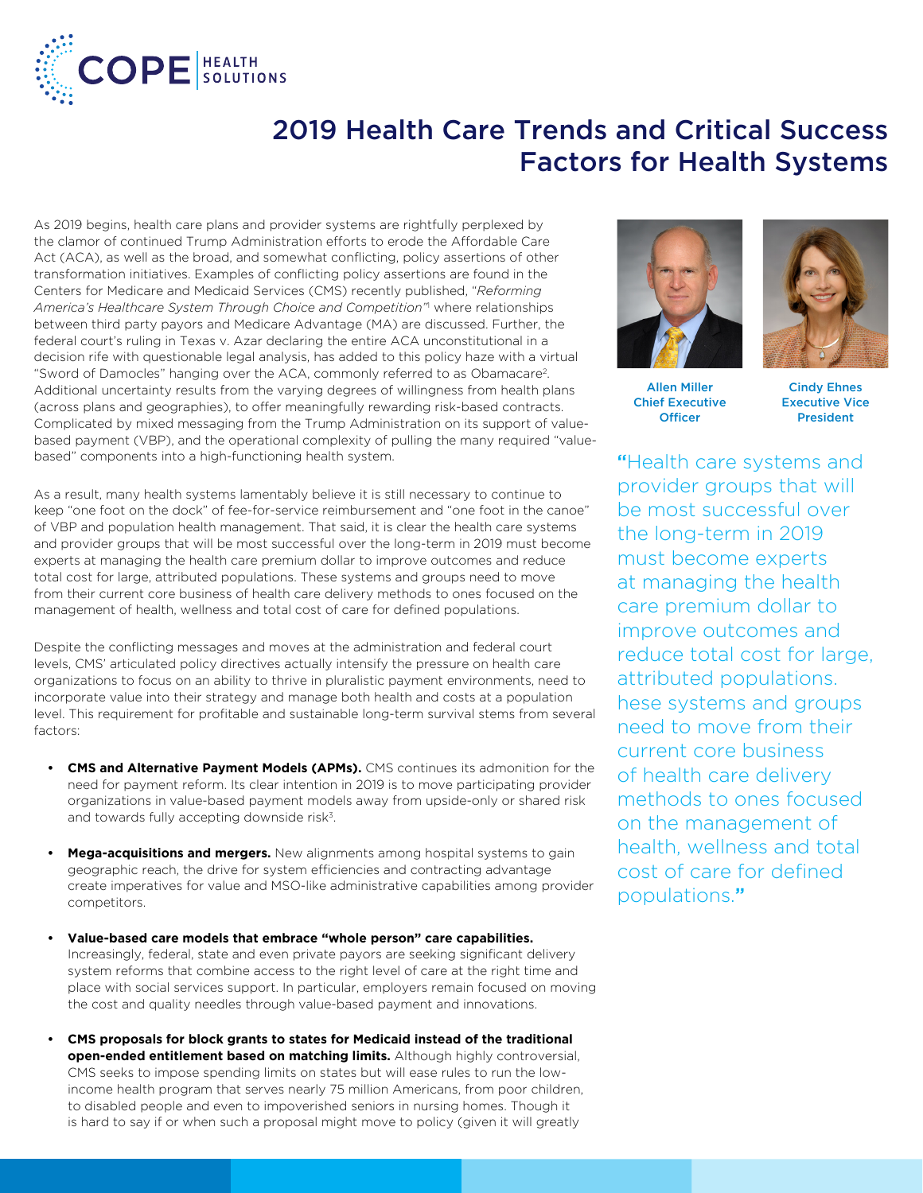# 2019 Health Care Trends and Critical Success Factors for Health Systems

As 2019 begins, health care plans and provider systems are rightfully perplexed by the clamor of continued Trump Administration efforts to erode the Affordable Care Act (ACA), as well as the broad, and somewhat conflicting, policy assertions of other transformation initiatives. Examples of conflicting policy assertions are found in the Centers for Medicare and Medicaid Services (CMS) recently published, "*Reforming America's Healthcare System Through Choice and Competition*"[1] where relationships between third party payors and Medicare Advantage (MA) are discussed. Further, the federal court's ruling in Texas v. Azar declaring the entire ACA unconstitutional in a decision rife with questionable legal analysis, has added to this policy haze with a virtual "Sword of Damocles" hanging over the ACA, commonly referred to as Obamacare[2]. Additional uncertainty results from the varying degrees of willingness from health plans (across plans and geographies), to offer meaningfully rewarding risk-based contracts. Complicated by mixed messaging from the Trump Administration on its support of value-based payment (VBP), and the operational complexity of pulling the many required "value-based" components into a high-functioning health system.

As a result, many health systems lamentably believe it is still necessary to continue to keep "one foot on the dock" of fee-for-service reimbursement and "one foot in the canoe" of VBP and population health management. That said, it is clear the health care systems and provider groups that will be most successful over the long-term in 2019 must become experts at managing the health care premium dollar to improve outcomes and reduce total cost for large, attributed populations. These systems and groups need to move from their current core business of health care delivery methods to ones focused on the management of health, wellness and total cost of care for defined populations.

Despite the conflicting messages and moves at the administration and federal court levels, CMS' articulated policy directives actually intensify the pressure on health care organizations to focus on an ability to thrive in pluralistic payment environments, need to incorporate value into their strategy and manage both health and costs at a population level. This requirement for profitable and sustainable long-term survival stems from several factors:

- **CMS and Alternative Payment Models (APMs).** CMS continues its admonition for the need for payment reform. Its clear intention in 2019 is to move participating provider organizations in value-based payment models away from upside-only or shared risk and towards fully accepting downside risk[3].
- **Mega-acquisitions and mergers.** New alignments among hospital systems to gain geographic reach, the drive for system efficiencies and contracting advantage create imperatives for value and MSO-like administrative capabilities among provider competitors.
- **Value-based care models that embrace "whole person" care capabilities.** Increasingly, federal, state and even private payors are seeking significant delivery system reforms that combine access to the right level of care at the right time and place with social services support. In particular, employers remain focused on moving the cost and quality needles through value-based payment and innovations.
- **CMS proposals for block grants to states for Medicaid instead of the traditional open-ended entitlement based on matching limits.** Although highly controversial, CMS seeks to impose spending limits on states but will ease rules to run the low-income health program that serves nearly 75 million Americans, from poor children, to disabled people and even to impoverished seniors in nursing homes. Though it is hard to say if or when such a proposal might move to policy (given it will greatly

Allen Miller
Chief Executive Officer

Cindy Ehnes
Executive Vice President

"Health care systems and provider groups that will be most successful over the long-term in 2019 must become experts at managing the health care premium dollar to improve outcomes and reduce total cost for large, attributed populations. hese systems and groups need to move from their current core business of health care delivery methods to ones focused on the management of health, wellness and total cost of care for defined populations."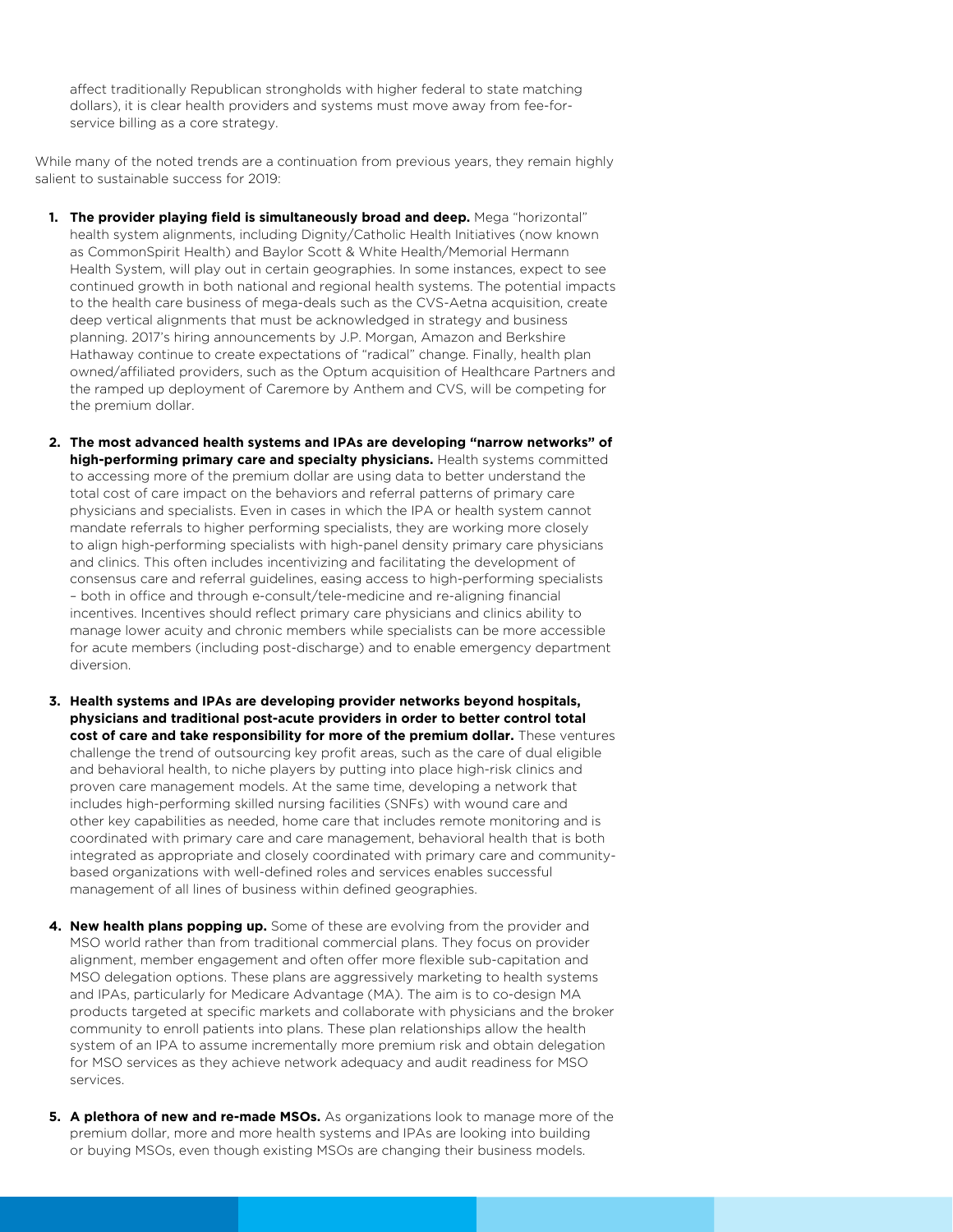affect traditionally Republican strongholds with higher federal to state matching dollars), it is clear health providers and systems must move away from fee-for-service billing as a core strategy.

While many of the noted trends are a continuation from previous years, they remain highly salient to sustainable success for 2019:

1. **The provider playing field is simultaneously broad and deep.** Mega "horizontal" health system alignments, including Dignity/Catholic Health Initiatives (now known as CommonSpirit Health) and Baylor Scott & White Health/Memorial Hermann Health System, will play out in certain geographies. In some instances, expect to see continued growth in both national and regional health systems. The potential impacts to the health care business of mega-deals such as the CVS-Aetna acquisition, create deep vertical alignments that must be acknowledged in strategy and business planning. 2017's hiring announcements by J.P. Morgan, Amazon and Berkshire Hathaway continue to create expectations of "radical" change. Finally, health plan owned/affiliated providers, such as the Optum acquisition of Healthcare Partners and the ramped up deployment of Caremore by Anthem and CVS, will be competing for the premium dollar.

2. **The most advanced health systems and IPAs are developing "narrow networks" of high-performing primary care and specialty physicians.** Health systems committed to accessing more of the premium dollar are using data to better understand the total cost of care impact on the behaviors and referral patterns of primary care physicians and specialists. Even in cases in which the IPA or health system cannot mandate referrals to higher performing specialists, they are working more closely to align high-performing specialists with high-panel density primary care physicians and clinics. This often includes incentivizing and facilitating the development of consensus care and referral guidelines, easing access to high-performing specialists – both in office and through e-consult/tele-medicine and re-aligning financial incentives. Incentives should reflect primary care physicians and clinics ability to manage lower acuity and chronic members while specialists can be more accessible for acute members (including post-discharge) and to enable emergency department diversion.

3. **Health systems and IPAs are developing provider networks beyond hospitals, physicians and traditional post-acute providers in order to better control total cost of care and take responsibility for more of the premium dollar.** These ventures challenge the trend of outsourcing key profit areas, such as the care of dual eligible and behavioral health, to niche players by putting into place high-risk clinics and proven care management models. At the same time, developing a network that includes high-performing skilled nursing facilities (SNFs) with wound care and other key capabilities as needed, home care that includes remote monitoring and is coordinated with primary care and care management, behavioral health that is both integrated as appropriate and closely coordinated with primary care and community-based organizations with well-defined roles and services enables successful management of all lines of business within defined geographies.

4. **New health plans popping up.** Some of these are evolving from the provider and MSO world rather than from traditional commercial plans. They focus on provider alignment, member engagement and often offer more flexible sub-capitation and MSO delegation options. These plans are aggressively marketing to health systems and IPAs, particularly for Medicare Advantage (MA). The aim is to co-design MA products targeted at specific markets and collaborate with physicians and the broker community to enroll patients into plans. These plan relationships allow the health system of an IPA to assume incrementally more premium risk and obtain delegation for MSO services as they achieve network adequacy and audit readiness for MSO services.

5. **A plethora of new and re-made MSOs.** As organizations look to manage more of the premium dollar, more and more health systems and IPAs are looking into building or buying MSOs, even though existing MSOs are changing their business models.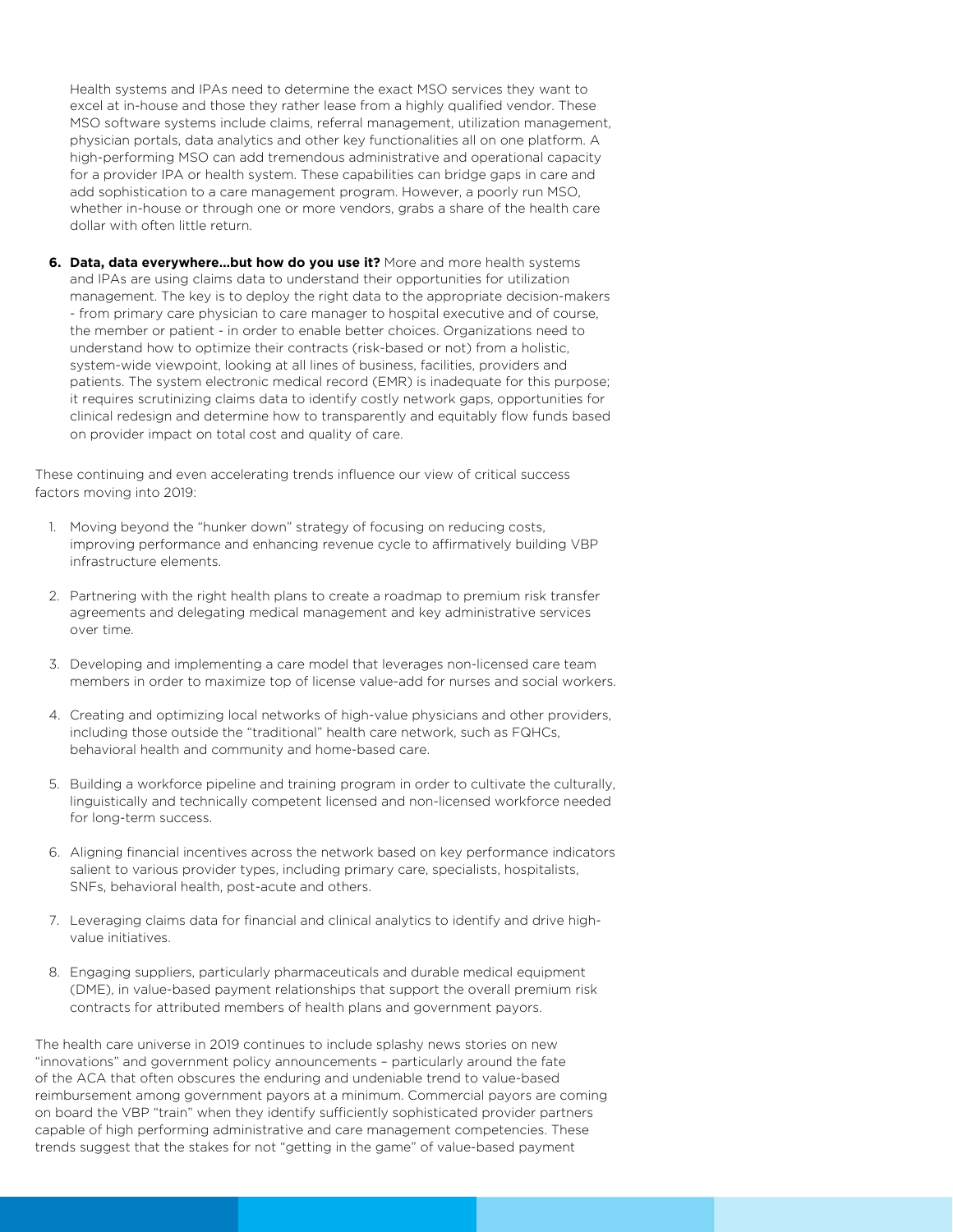Health systems and IPAs need to determine the exact MSO services they want to excel at in-house and those they rather lease from a highly qualified vendor. These MSO software systems include claims, referral management, utilization management, physician portals, data analytics and other key functionalities all on one platform. A high-performing MSO can add tremendous administrative and operational capacity for a provider IPA or health system. These capabilities can bridge gaps in care and add sophistication to a care management program. However, a poorly run MSO, whether in-house or through one or more vendors, grabs a share of the health care dollar with often little return.

6. **Data, data everywhere…but how do you use it?** More and more health systems and IPAs are using claims data to understand their opportunities for utilization management. The key is to deploy the right data to the appropriate decision-makers - from primary care physician to care manager to hospital executive and of course, the member or patient - in order to enable better choices. Organizations need to understand how to optimize their contracts (risk-based or not) from a holistic, system-wide viewpoint, looking at all lines of business, facilities, providers and patients. The system electronic medical record (EMR) is inadequate for this purpose; it requires scrutinizing claims data to identify costly network gaps, opportunities for clinical redesign and determine how to transparently and equitably flow funds based on provider impact on total cost and quality of care.

These continuing and even accelerating trends influence our view of critical success factors moving into 2019:

1. Moving beyond the "hunker down" strategy of focusing on reducing costs, improving performance and enhancing revenue cycle to affirmatively building VBP infrastructure elements.
2. Partnering with the right health plans to create a roadmap to premium risk transfer agreements and delegating medical management and key administrative services over time.
3. Developing and implementing a care model that leverages non-licensed care team members in order to maximize top of license value-add for nurses and social workers.
4. Creating and optimizing local networks of high-value physicians and other providers, including those outside the "traditional" health care network, such as FQHCs, behavioral health and community and home-based care.
5. Building a workforce pipeline and training program in order to cultivate the culturally, linguistically and technically competent licensed and non-licensed workforce needed for long-term success.
6. Aligning financial incentives across the network based on key performance indicators salient to various provider types, including primary care, specialists, hospitalists, SNFs, behavioral health, post-acute and others.
7. Leveraging claims data for financial and clinical analytics to identify and drive high-value initiatives.
8. Engaging suppliers, particularly pharmaceuticals and durable medical equipment (DME), in value-based payment relationships that support the overall premium risk contracts for attributed members of health plans and government payors.

The health care universe in 2019 continues to include splashy news stories on new "innovations" and government policy announcements – particularly around the fate of the ACA that often obscures the enduring and undeniable trend to value-based reimbursement among government payors at a minimum. Commercial payors are coming on board the VBP "train" when they identify sufficiently sophisticated provider partners capable of high performing administrative and care management competencies. These trends suggest that the stakes for not "getting in the game" of value-based payment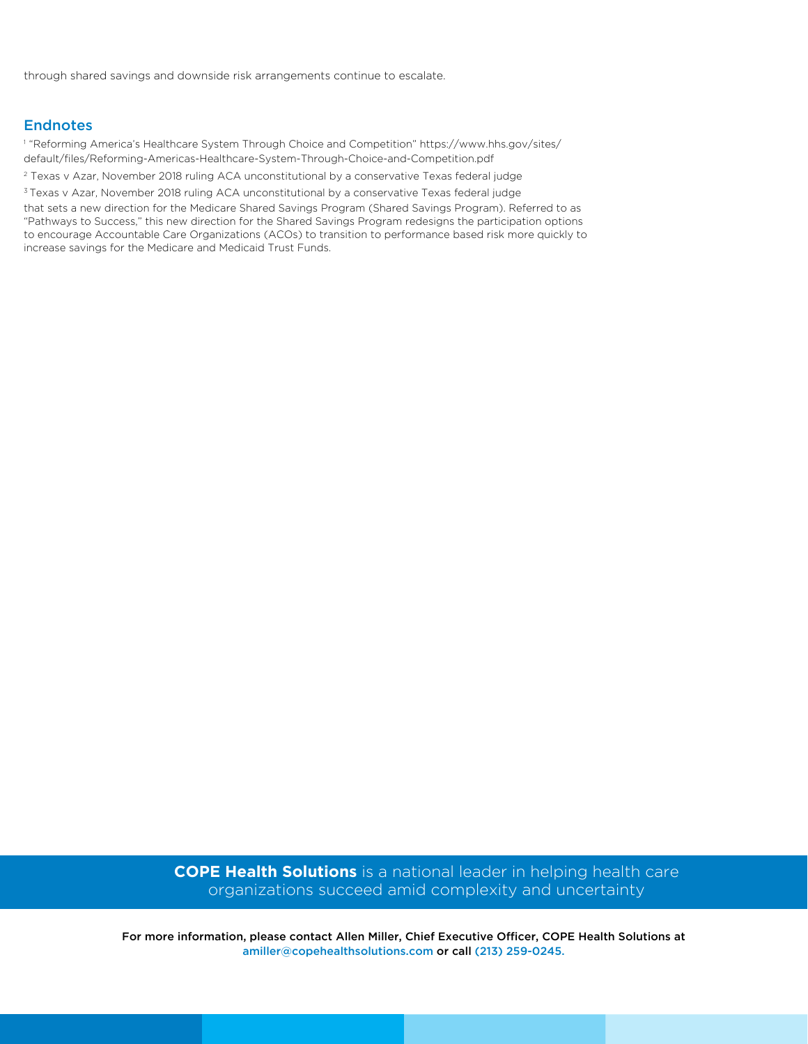through shared savings and downside risk arrangements continue to escalate.

## Endnotes

[1] "Reforming America's Healthcare System Through Choice and Competition" https://www.hhs.gov/sites/default/files/Reforming-Americas-Healthcare-System-Through-Choice-and-Competition.pdf

[2] Texas v Azar, November 2018 ruling ACA unconstitutional by a conservative Texas federal judge

[3] Texas v Azar, November 2018 ruling ACA unconstitutional by a conservative Texas federal judge

that sets a new direction for the Medicare Shared Savings Program (Shared Savings Program). Referred to as "Pathways to Success," this new direction for the Shared Savings Program redesigns the participation options to encourage Accountable Care Organizations (ACOs) to transition to performance based risk more quickly to increase savings for the Medicare and Medicaid Trust Funds.

**COPE Health Solutions** is a national leader in helping health care organizations succeed amid complexity and uncertainty

For more information, please contact Allen Miller, Chief Executive Officer, COPE Health Solutions at amiller@copehealthsolutions.com or call (213) 259-0245.